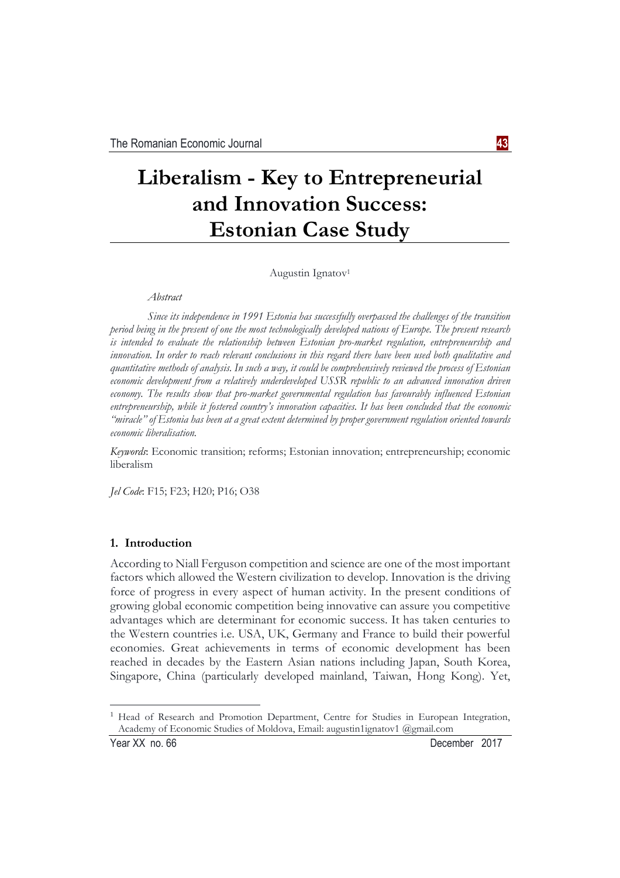# Liberalism - Key to Entrepreneurial and Innovation Success: Estonian Case Study

Augustin Ignatov[1]

*Abstract*

*Since its independence in 1991 Estonia has successfully overpassed the challenges of the transition period being in the present of one the most technologically developed nations of Europe. The present research is intended to evaluate the relationship between Estonian pro-market regulation, entrepreneurship and innovation. In order to reach relevant conclusions in this regard there have been used both qualitative and quantitative methods of analysis. In such a way, it could be comprehensively reviewed the process of Estonian economic development from a relatively underdeveloped USSR republic to an advanced innovation driven economy. The results show that pro-market governmental regulation has favourably influenced Estonian entrepreneurship, while it fostered country's innovation capacities. It has been concluded that the economic "miracle" of Estonia has been at a great extent determined by proper government regulation oriented towards economic liberalisation.*

*Keywords*: Economic transition; reforms; Estonian innovation; entrepreneurship; economic liberalism

*Jel Code*: F15; F23; H20; P16; O38

## 1. Introduction

According to Niall Ferguson competition and science are one of the most important factors which allowed the Western civilization to develop. Innovation is the driving force of progress in every aspect of human activity. In the present conditions of growing global economic competition being innovative can assure you competitive advantages which are determinant for economic success. It has taken centuries to the Western countries i.e. USA, UK, Germany and France to build their powerful economies. Great achievements in terms of economic development has been reached in decades by the Eastern Asian nations including Japan, South Korea, Singapore, China (particularly developed mainland, Taiwan, Hong Kong). Yet,

[1] Head of Research and Promotion Department, Centre for Studies in European Integration, Academy of Economic Studies of Moldova, Email: augustin1ignatov1 @gmail.com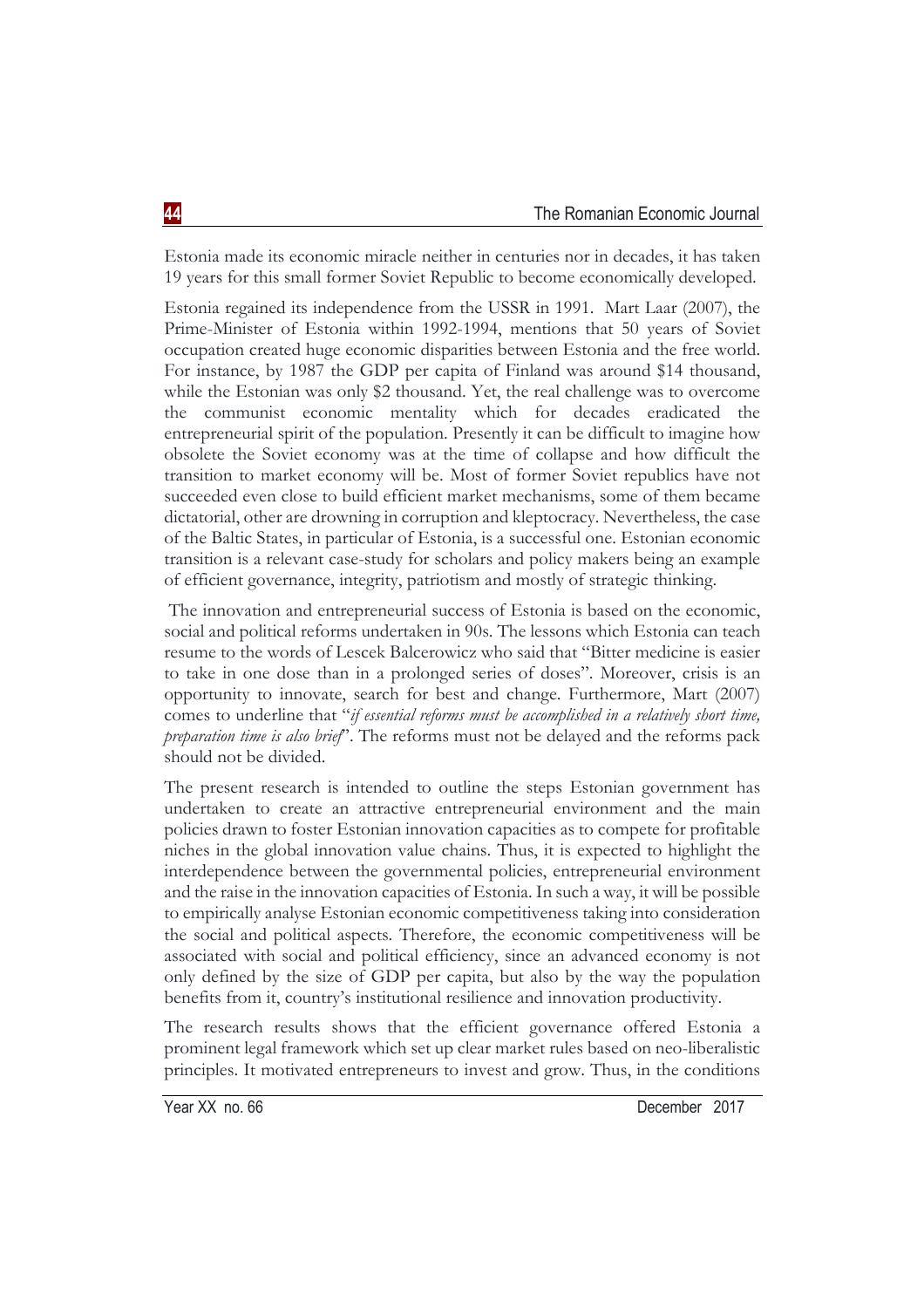Estonia made its economic miracle neither in centuries nor in decades, it has taken 19 years for this small former Soviet Republic to become economically developed.

Estonia regained its independence from the USSR in 1991. Mart Laar (2007), the Prime-Minister of Estonia within 1992-1994, mentions that 50 years of Soviet occupation created huge economic disparities between Estonia and the free world. For instance, by 1987 the GDP per capita of Finland was around $14 thousand, while the Estonian was only $2 thousand. Yet, the real challenge was to overcome the communist economic mentality which for decades eradicated the entrepreneurial spirit of the population. Presently it can be difficult to imagine how obsolete the Soviet economy was at the time of collapse and how difficult the transition to market economy will be. Most of former Soviet republics have not succeeded even close to build efficient market mechanisms, some of them became dictatorial, other are drowning in corruption and kleptocracy. Nevertheless, the case of the Baltic States, in particular of Estonia, is a successful one. Estonian economic transition is a relevant case-study for scholars and policy makers being an example of efficient governance, integrity, patriotism and mostly of strategic thinking.

The innovation and entrepreneurial success of Estonia is based on the economic, social and political reforms undertaken in 90s. The lessons which Estonia can teach resume to the words of Lescek Balcerowicz who said that "Bitter medicine is easier to take in one dose than in a prolonged series of doses". Moreover, crisis is an opportunity to innovate, search for best and change. Furthermore, Mart (2007) comes to underline that "*if essential reforms must be accomplished in a relatively short time, preparation time is also brief*". The reforms must not be delayed and the reforms pack should not be divided.

The present research is intended to outline the steps Estonian government has undertaken to create an attractive entrepreneurial environment and the main policies drawn to foster Estonian innovation capacities as to compete for profitable niches in the global innovation value chains. Thus, it is expected to highlight the interdependence between the governmental policies, entrepreneurial environment and the raise in the innovation capacities of Estonia. In such a way, it will be possible to empirically analyse Estonian economic competitiveness taking into consideration the social and political aspects. Therefore, the economic competitiveness will be associated with social and political efficiency, since an advanced economy is not only defined by the size of GDP per capita, but also by the way the population benefits from it, country's institutional resilience and innovation productivity.

The research results shows that the efficient governance offered Estonia a prominent legal framework which set up clear market rules based on neo-liberalistic principles. It motivated entrepreneurs to invest and grow. Thus, in the conditions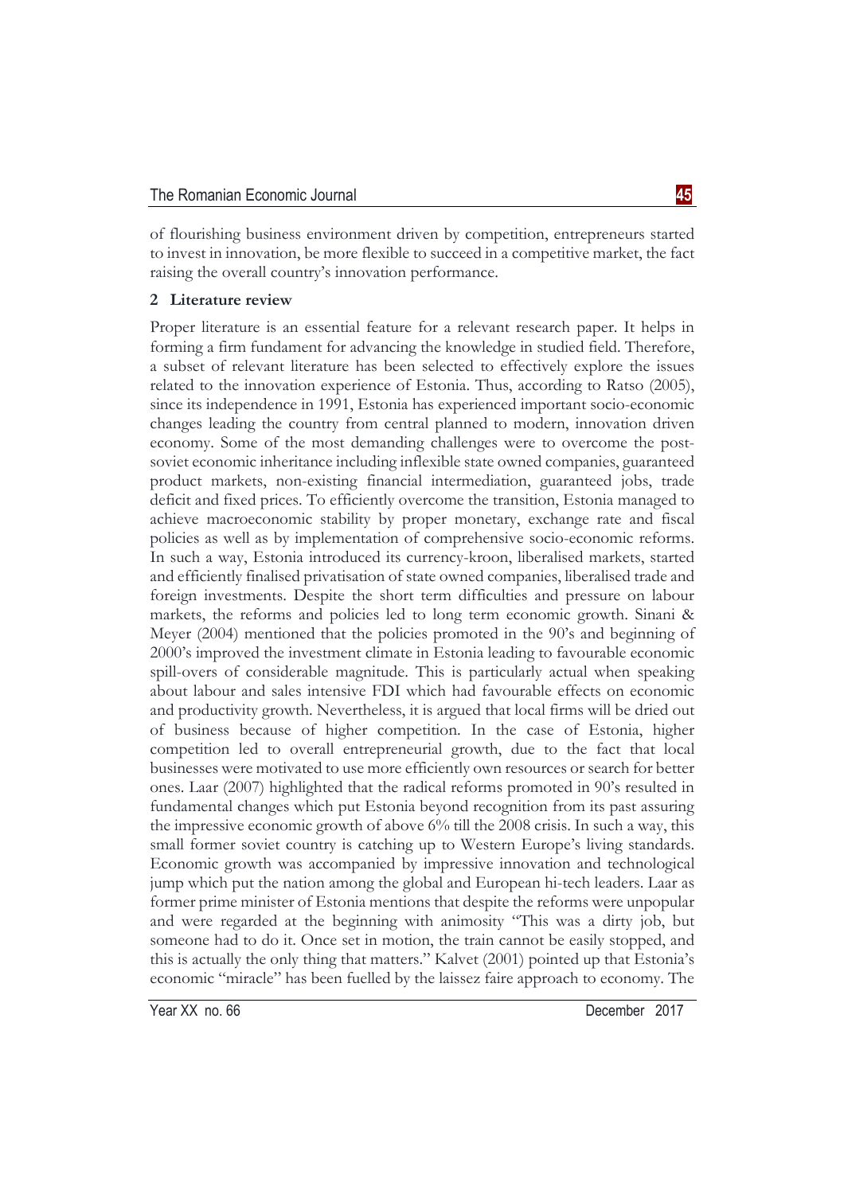of flourishing business environment driven by competition, entrepreneurs started to invest in innovation, be more flexible to succeed in a competitive market, the fact raising the overall country's innovation performance.

## 2 Literature review

Proper literature is an essential feature for a relevant research paper. It helps in forming a firm fundament for advancing the knowledge in studied field. Therefore, a subset of relevant literature has been selected to effectively explore the issues related to the innovation experience of Estonia. Thus, according to Ratso (2005), since its independence in 1991, Estonia has experienced important socio-economic changes leading the country from central planned to modern, innovation driven economy. Some of the most demanding challenges were to overcome the post-soviet economic inheritance including inflexible state owned companies, guaranteed product markets, non-existing financial intermediation, guaranteed jobs, trade deficit and fixed prices. To efficiently overcome the transition, Estonia managed to achieve macroeconomic stability by proper monetary, exchange rate and fiscal policies as well as by implementation of comprehensive socio-economic reforms. In such a way, Estonia introduced its currency-kroon, liberalised markets, started and efficiently finalised privatisation of state owned companies, liberalised trade and foreign investments. Despite the short term difficulties and pressure on labour markets, the reforms and policies led to long term economic growth. Sinani & Meyer (2004) mentioned that the policies promoted in the 90's and beginning of 2000's improved the investment climate in Estonia leading to favourable economic spill-overs of considerable magnitude. This is particularly actual when speaking about labour and sales intensive FDI which had favourable effects on economic and productivity growth. Nevertheless, it is argued that local firms will be dried out of business because of higher competition. In the case of Estonia, higher competition led to overall entrepreneurial growth, due to the fact that local businesses were motivated to use more efficiently own resources or search for better ones. Laar (2007) highlighted that the radical reforms promoted in 90's resulted in fundamental changes which put Estonia beyond recognition from its past assuring the impressive economic growth of above 6% till the 2008 crisis. In such a way, this small former soviet country is catching up to Western Europe's living standards. Economic growth was accompanied by impressive innovation and technological jump which put the nation among the global and European hi-tech leaders. Laar as former prime minister of Estonia mentions that despite the reforms were unpopular and were regarded at the beginning with animosity "This was a dirty job, but someone had to do it. Once set in motion, the train cannot be easily stopped, and this is actually the only thing that matters." Kalvet (2001) pointed up that Estonia's economic "miracle" has been fuelled by the laissez faire approach to economy. The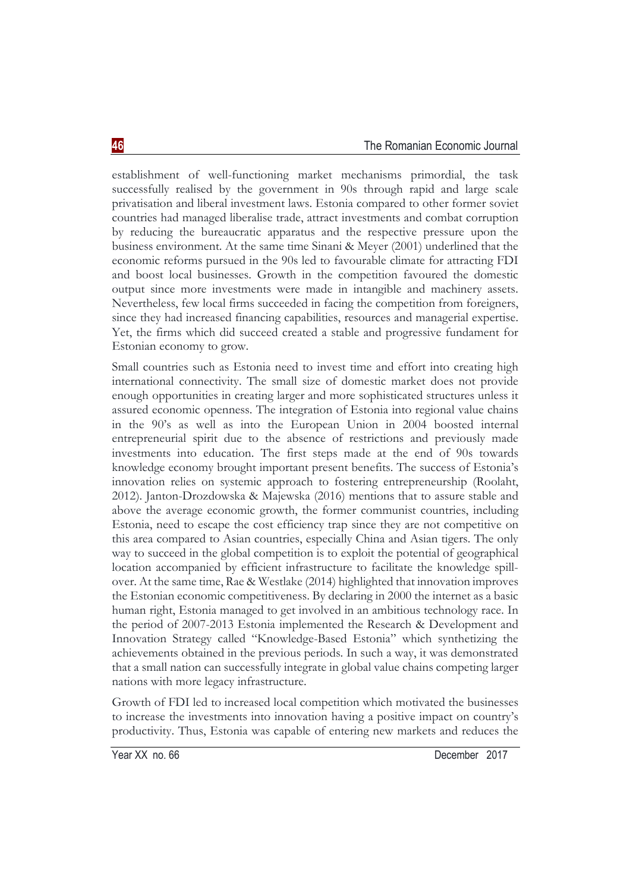establishment of well-functioning market mechanisms primordial, the task successfully realised by the government in 90s through rapid and large scale privatisation and liberal investment laws. Estonia compared to other former soviet countries had managed liberalise trade, attract investments and combat corruption by reducing the bureaucratic apparatus and the respective pressure upon the business environment. At the same time Sinani & Meyer (2001) underlined that the economic reforms pursued in the 90s led to favourable climate for attracting FDI and boost local businesses. Growth in the competition favoured the domestic output since more investments were made in intangible and machinery assets. Nevertheless, few local firms succeeded in facing the competition from foreigners, since they had increased financing capabilities, resources and managerial expertise. Yet, the firms which did succeed created a stable and progressive fundament for Estonian economy to grow.

Small countries such as Estonia need to invest time and effort into creating high international connectivity. The small size of domestic market does not provide enough opportunities in creating larger and more sophisticated structures unless it assured economic openness. The integration of Estonia into regional value chains in the 90's as well as into the European Union in 2004 boosted internal entrepreneurial spirit due to the absence of restrictions and previously made investments into education. The first steps made at the end of 90s towards knowledge economy brought important present benefits. The success of Estonia's innovation relies on systemic approach to fostering entrepreneurship (Roolaht, 2012). Janton-Drozdowska & Majewska (2016) mentions that to assure stable and above the average economic growth, the former communist countries, including Estonia, need to escape the cost efficiency trap since they are not competitive on this area compared to Asian countries, especially China and Asian tigers. The only way to succeed in the global competition is to exploit the potential of geographical location accompanied by efficient infrastructure to facilitate the knowledge spill-over. At the same time, Rae & Westlake (2014) highlighted that innovation improves the Estonian economic competitiveness. By declaring in 2000 the internet as a basic human right, Estonia managed to get involved in an ambitious technology race. In the period of 2007-2013 Estonia implemented the Research & Development and Innovation Strategy called "Knowledge-Based Estonia" which synthetizing the achievements obtained in the previous periods. In such a way, it was demonstrated that a small nation can successfully integrate in global value chains competing larger nations with more legacy infrastructure.

Growth of FDI led to increased local competition which motivated the businesses to increase the investments into innovation having a positive impact on country's productivity. Thus, Estonia was capable of entering new markets and reduces the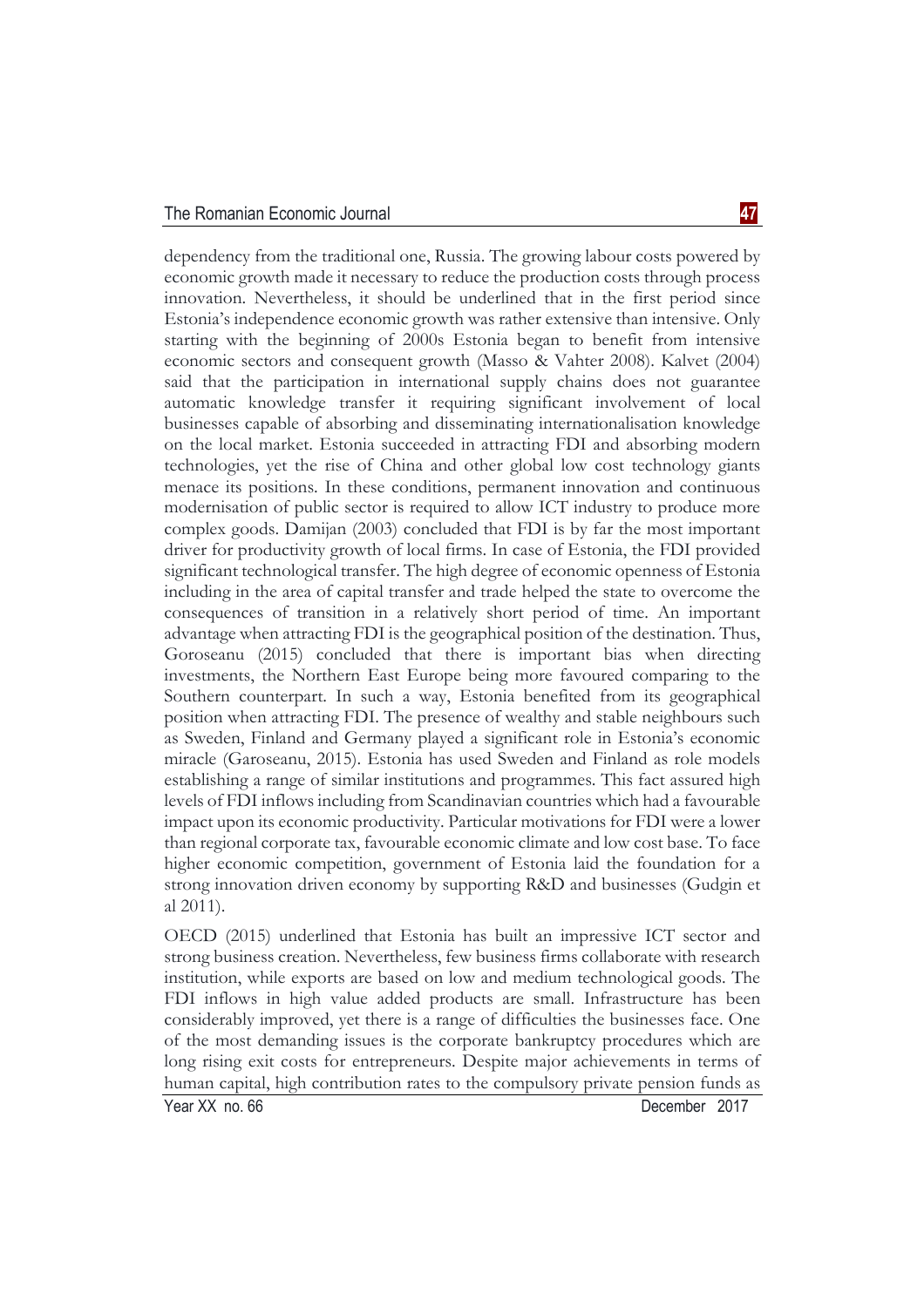dependency from the traditional one, Russia. The growing labour costs powered by economic growth made it necessary to reduce the production costs through process innovation. Nevertheless, it should be underlined that in the first period since Estonia's independence economic growth was rather extensive than intensive. Only starting with the beginning of 2000s Estonia began to benefit from intensive economic sectors and consequent growth (Masso & Vahter 2008). Kalvet (2004) said that the participation in international supply chains does not guarantee automatic knowledge transfer it requiring significant involvement of local businesses capable of absorbing and disseminating internationalisation knowledge on the local market. Estonia succeeded in attracting FDI and absorbing modern technologies, yet the rise of China and other global low cost technology giants menace its positions. In these conditions, permanent innovation and continuous modernisation of public sector is required to allow ICT industry to produce more complex goods. Damijan (2003) concluded that FDI is by far the most important driver for productivity growth of local firms. In case of Estonia, the FDI provided significant technological transfer. The high degree of economic openness of Estonia including in the area of capital transfer and trade helped the state to overcome the consequences of transition in a relatively short period of time. An important advantage when attracting FDI is the geographical position of the destination. Thus, Goroseanu (2015) concluded that there is important bias when directing investments, the Northern East Europe being more favoured comparing to the Southern counterpart. In such a way, Estonia benefited from its geographical position when attracting FDI. The presence of wealthy and stable neighbours such as Sweden, Finland and Germany played a significant role in Estonia's economic miracle (Garoseanu, 2015). Estonia has used Sweden and Finland as role models establishing a range of similar institutions and programmes. This fact assured high levels of FDI inflows including from Scandinavian countries which had a favourable impact upon its economic productivity. Particular motivations for FDI were a lower than regional corporate tax, favourable economic climate and low cost base. To face higher economic competition, government of Estonia laid the foundation for a strong innovation driven economy by supporting R&D and businesses (Gudgin et al 2011).

OECD (2015) underlined that Estonia has built an impressive ICT sector and strong business creation. Nevertheless, few business firms collaborate with research institution, while exports are based on low and medium technological goods. The FDI inflows in high value added products are small. Infrastructure has been considerably improved, yet there is a range of difficulties the businesses face. One of the most demanding issues is the corporate bankruptcy procedures which are long rising exit costs for entrepreneurs. Despite major achievements in terms of human capital, high contribution rates to the compulsory private pension funds as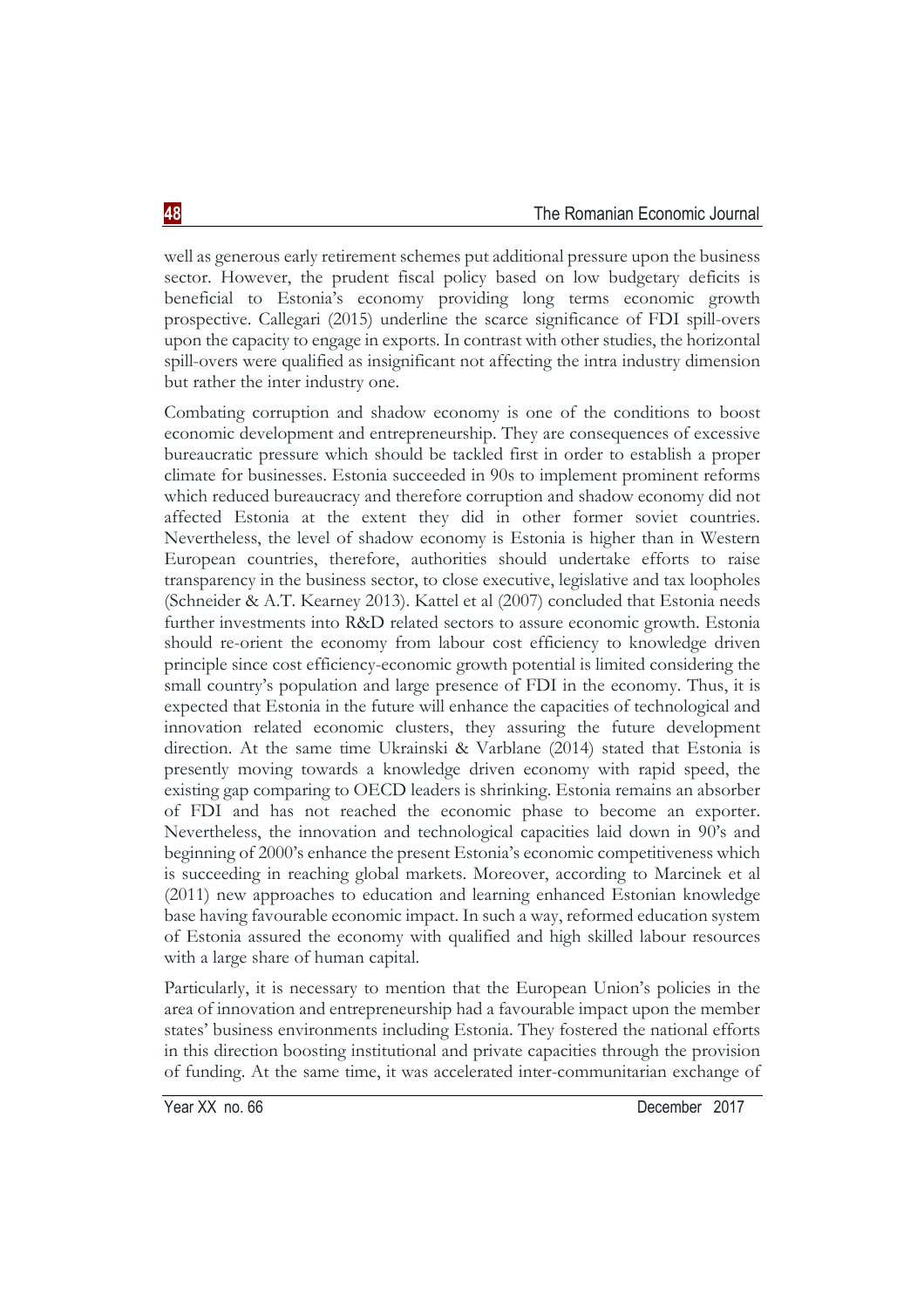well as generous early retirement schemes put additional pressure upon the business sector. However, the prudent fiscal policy based on low budgetary deficits is beneficial to Estonia's economy providing long terms economic growth prospective. Callegari (2015) underline the scarce significance of FDI spill-overs upon the capacity to engage in exports. In contrast with other studies, the horizontal spill-overs were qualified as insignificant not affecting the intra industry dimension but rather the inter industry one.

Combating corruption and shadow economy is one of the conditions to boost economic development and entrepreneurship. They are consequences of excessive bureaucratic pressure which should be tackled first in order to establish a proper climate for businesses. Estonia succeeded in 90s to implement prominent reforms which reduced bureaucracy and therefore corruption and shadow economy did not affected Estonia at the extent they did in other former soviet countries. Nevertheless, the level of shadow economy is Estonia is higher than in Western European countries, therefore, authorities should undertake efforts to raise transparency in the business sector, to close executive, legislative and tax loopholes (Schneider & A.T. Kearney 2013). Kattel et al (2007) concluded that Estonia needs further investments into R&D related sectors to assure economic growth. Estonia should re-orient the economy from labour cost efficiency to knowledge driven principle since cost efficiency-economic growth potential is limited considering the small country's population and large presence of FDI in the economy. Thus, it is expected that Estonia in the future will enhance the capacities of technological and innovation related economic clusters, they assuring the future development direction. At the same time Ukrainski & Varblane (2014) stated that Estonia is presently moving towards a knowledge driven economy with rapid speed, the existing gap comparing to OECD leaders is shrinking. Estonia remains an absorber of FDI and has not reached the economic phase to become an exporter. Nevertheless, the innovation and technological capacities laid down in 90's and beginning of 2000's enhance the present Estonia's economic competitiveness which is succeeding in reaching global markets. Moreover, according to Marcinek et al (2011) new approaches to education and learning enhanced Estonian knowledge base having favourable economic impact. In such a way, reformed education system of Estonia assured the economy with qualified and high skilled labour resources with a large share of human capital.

Particularly, it is necessary to mention that the European Union's policies in the area of innovation and entrepreneurship had a favourable impact upon the member states' business environments including Estonia. They fostered the national efforts in this direction boosting institutional and private capacities through the provision of funding. At the same time, it was accelerated inter-communitarian exchange of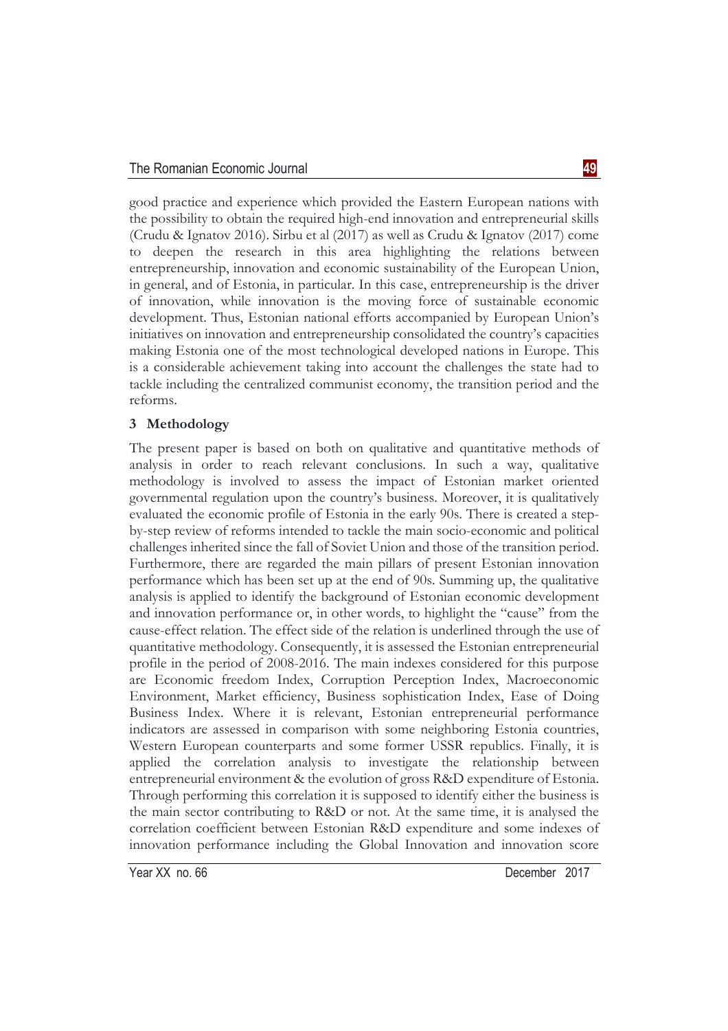good practice and experience which provided the Eastern European nations with the possibility to obtain the required high-end innovation and entrepreneurial skills (Crudu & Ignatov 2016). Sirbu et al (2017) as well as Crudu & Ignatov (2017) come to deepen the research in this area highlighting the relations between entrepreneurship, innovation and economic sustainability of the European Union, in general, and of Estonia, in particular. In this case, entrepreneurship is the driver of innovation, while innovation is the moving force of sustainable economic development. Thus, Estonian national efforts accompanied by European Union's initiatives on innovation and entrepreneurship consolidated the country's capacities making Estonia one of the most technological developed nations in Europe. This is a considerable achievement taking into account the challenges the state had to tackle including the centralized communist economy, the transition period and the reforms.

## 3 Methodology

The present paper is based on both on qualitative and quantitative methods of analysis in order to reach relevant conclusions. In such a way, qualitative methodology is involved to assess the impact of Estonian market oriented governmental regulation upon the country's business. Moreover, it is qualitatively evaluated the economic profile of Estonia in the early 90s. There is created a step-by-step review of reforms intended to tackle the main socio-economic and political challenges inherited since the fall of Soviet Union and those of the transition period. Furthermore, there are regarded the main pillars of present Estonian innovation performance which has been set up at the end of 90s. Summing up, the qualitative analysis is applied to identify the background of Estonian economic development and innovation performance or, in other words, to highlight the "cause" from the cause-effect relation. The effect side of the relation is underlined through the use of quantitative methodology. Consequently, it is assessed the Estonian entrepreneurial profile in the period of 2008-2016. The main indexes considered for this purpose are Economic freedom Index, Corruption Perception Index, Macroeconomic Environment, Market efficiency, Business sophistication Index, Ease of Doing Business Index. Where it is relevant, Estonian entrepreneurial performance indicators are assessed in comparison with some neighboring Estonia countries, Western European counterparts and some former USSR republics. Finally, it is applied the correlation analysis to investigate the relationship between entrepreneurial environment & the evolution of gross R&D expenditure of Estonia. Through performing this correlation it is supposed to identify either the business is the main sector contributing to R&D or not. At the same time, it is analysed the correlation coefficient between Estonian R&D expenditure and some indexes of innovation performance including the Global Innovation and innovation score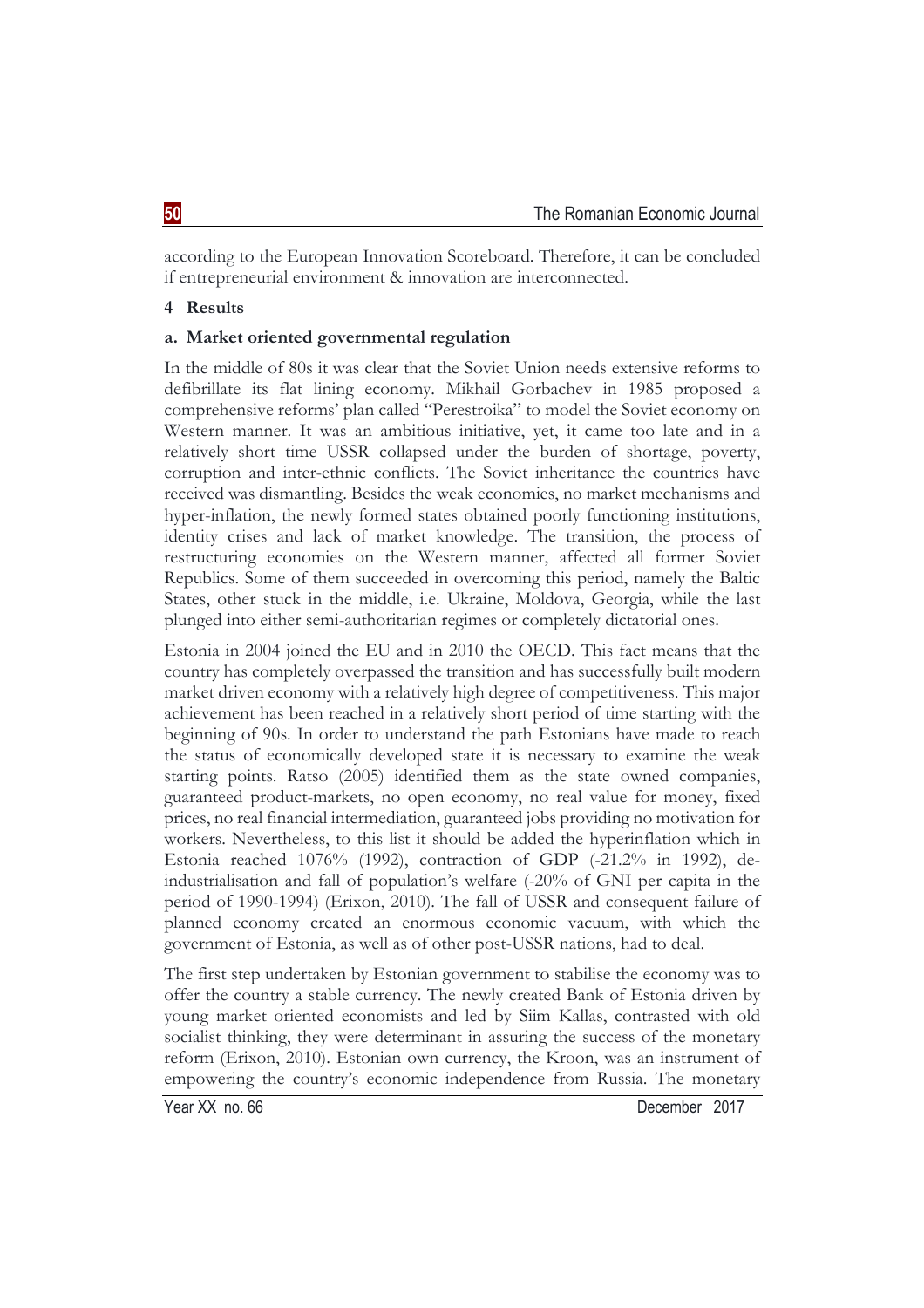according to the European Innovation Scoreboard. Therefore, it can be concluded if entrepreneurial environment & innovation are interconnected.

## 4 Results

### a. Market oriented governmental regulation

In the middle of 80s it was clear that the Soviet Union needs extensive reforms to defibrillate its flat lining economy. Mikhail Gorbachev in 1985 proposed a comprehensive reforms' plan called "Perestroika" to model the Soviet economy on Western manner. It was an ambitious initiative, yet, it came too late and in a relatively short time USSR collapsed under the burden of shortage, poverty, corruption and inter-ethnic conflicts. The Soviet inheritance the countries have received was dismantling. Besides the weak economies, no market mechanisms and hyper-inflation, the newly formed states obtained poorly functioning institutions, identity crises and lack of market knowledge. The transition, the process of restructuring economies on the Western manner, affected all former Soviet Republics. Some of them succeeded in overcoming this period, namely the Baltic States, other stuck in the middle, i.e. Ukraine, Moldova, Georgia, while the last plunged into either semi-authoritarian regimes or completely dictatorial ones.

Estonia in 2004 joined the EU and in 2010 the OECD. This fact means that the country has completely overpassed the transition and has successfully built modern market driven economy with a relatively high degree of competitiveness. This major achievement has been reached in a relatively short period of time starting with the beginning of 90s. In order to understand the path Estonians have made to reach the status of economically developed state it is necessary to examine the weak starting points. Ratso (2005) identified them as the state owned companies, guaranteed product-markets, no open economy, no real value for money, fixed prices, no real financial intermediation, guaranteed jobs providing no motivation for workers. Nevertheless, to this list it should be added the hyperinflation which in Estonia reached 1076% (1992), contraction of GDP (-21.2% in 1992), de-industrialisation and fall of population's welfare (-20% of GNI per capita in the period of 1990-1994) (Erixon, 2010). The fall of USSR and consequent failure of planned economy created an enormous economic vacuum, with which the government of Estonia, as well as of other post-USSR nations, had to deal.

The first step undertaken by Estonian government to stabilise the economy was to offer the country a stable currency. The newly created Bank of Estonia driven by young market oriented economists and led by Siim Kallas, contrasted with old socialist thinking, they were determinant in assuring the success of the monetary reform (Erixon, 2010). Estonian own currency, the Kroon, was an instrument of empowering the country's economic independence from Russia. The monetary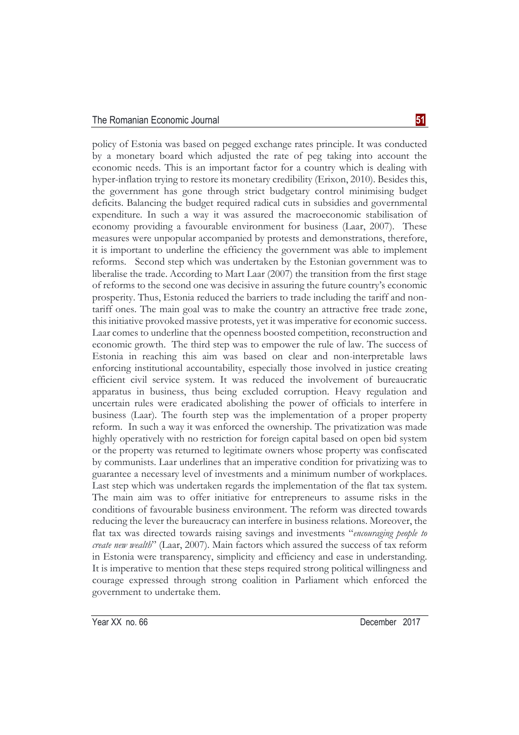policy of Estonia was based on pegged exchange rates principle. It was conducted by a monetary board which adjusted the rate of peg taking into account the economic needs. This is an important factor for a country which is dealing with hyper-inflation trying to restore its monetary credibility (Erixon, 2010). Besides this, the government has gone through strict budgetary control minimising budget deficits. Balancing the budget required radical cuts in subsidies and governmental expenditure. In such a way it was assured the macroeconomic stabilisation of economy providing a favourable environment for business (Laar, 2007). These measures were unpopular accompanied by protests and demonstrations, therefore, it is important to underline the efficiency the government was able to implement reforms. Second step which was undertaken by the Estonian government was to liberalise the trade. According to Mart Laar (2007) the transition from the first stage of reforms to the second one was decisive in assuring the future country's economic prosperity. Thus, Estonia reduced the barriers to trade including the tariff and non-tariff ones. The main goal was to make the country an attractive free trade zone, this initiative provoked massive protests, yet it was imperative for economic success. Laar comes to underline that the openness boosted competition, reconstruction and economic growth. The third step was to empower the rule of law. The success of Estonia in reaching this aim was based on clear and non-interpretable laws enforcing institutional accountability, especially those involved in justice creating efficient civil service system. It was reduced the involvement of bureaucratic apparatus in business, thus being excluded corruption. Heavy regulation and uncertain rules were eradicated abolishing the power of officials to interfere in business (Laar). The fourth step was the implementation of a proper property reform. In such a way it was enforced the ownership. The privatization was made highly operatively with no restriction for foreign capital based on open bid system or the property was returned to legitimate owners whose property was confiscated by communists. Laar underlines that an imperative condition for privatizing was to guarantee a necessary level of investments and a minimum number of workplaces. Last step which was undertaken regards the implementation of the flat tax system. The main aim was to offer initiative for entrepreneurs to assume risks in the conditions of favourable business environment. The reform was directed towards reducing the lever the bureaucracy can interfere in business relations. Moreover, the flat tax was directed towards raising savings and investments "*encouraging people to create new wealth*" (Laar, 2007). Main factors which assured the success of tax reform in Estonia were transparency, simplicity and efficiency and ease in understanding. It is imperative to mention that these steps required strong political willingness and courage expressed through strong coalition in Parliament which enforced the government to undertake them.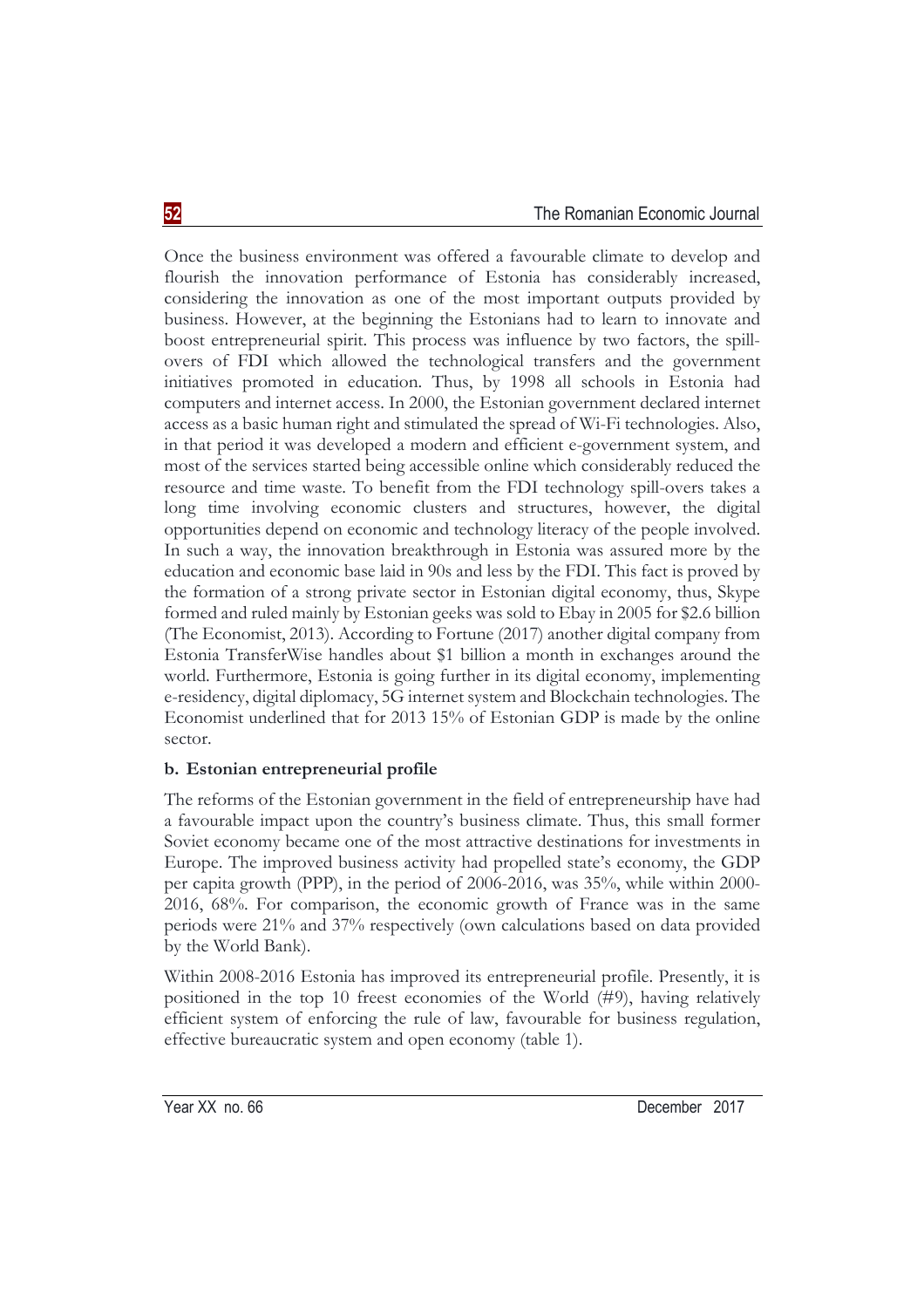Once the business environment was offered a favourable climate to develop and flourish the innovation performance of Estonia has considerably increased, considering the innovation as one of the most important outputs provided by business. However, at the beginning the Estonians had to learn to innovate and boost entrepreneurial spirit. This process was influence by two factors, the spill-overs of FDI which allowed the technological transfers and the government initiatives promoted in education. Thus, by 1998 all schools in Estonia had computers and internet access. In 2000, the Estonian government declared internet access as a basic human right and stimulated the spread of Wi-Fi technologies. Also, in that period it was developed a modern and efficient e-government system, and most of the services started being accessible online which considerably reduced the resource and time waste. To benefit from the FDI technology spill-overs takes a long time involving economic clusters and structures, however, the digital opportunities depend on economic and technology literacy of the people involved. In such a way, the innovation breakthrough in Estonia was assured more by the education and economic base laid in 90s and less by the FDI. This fact is proved by the formation of a strong private sector in Estonian digital economy, thus, Skype formed and ruled mainly by Estonian geeks was sold to Ebay in 2005 for $2.6 billion (The Economist, 2013). According to Fortune (2017) another digital company from Estonia TransferWise handles about $1 billion a month in exchanges around the world. Furthermore, Estonia is going further in its digital economy, implementing e-residency, digital diplomacy, 5G internet system and Blockchain technologies. The Economist underlined that for 2013 15% of Estonian GDP is made by the online sector.

**b. Estonian entrepreneurial profile**

The reforms of the Estonian government in the field of entrepreneurship have had a favourable impact upon the country's business climate. Thus, this small former Soviet economy became one of the most attractive destinations for investments in Europe. The improved business activity had propelled state's economy, the GDP per capita growth (PPP), in the period of 2006-2016, was 35%, while within 2000-2016, 68%. For comparison, the economic growth of France was in the same periods were 21% and 37% respectively (own calculations based on data provided by the World Bank).

Within 2008-2016 Estonia has improved its entrepreneurial profile. Presently, it is positioned in the top 10 freest economies of the World (#9), having relatively efficient system of enforcing the rule of law, favourable for business regulation, effective bureaucratic system and open economy (table 1).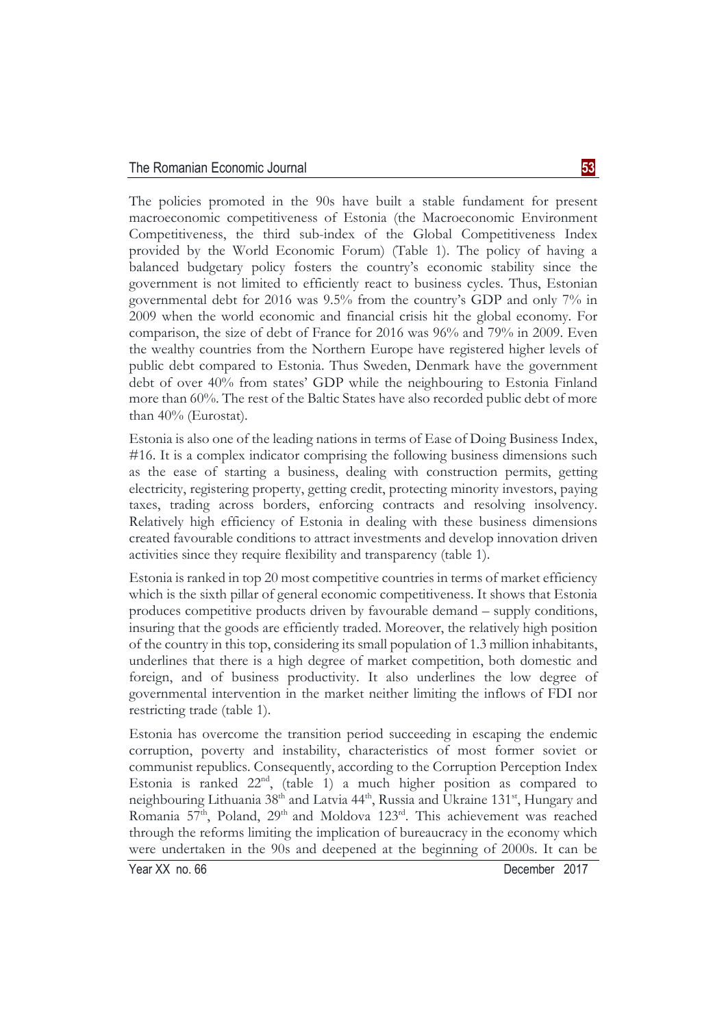The policies promoted in the 90s have built a stable fundament for present macroeconomic competitiveness of Estonia (the Macroeconomic Environment Competitiveness, the third sub-index of the Global Competitiveness Index provided by the World Economic Forum) (Table 1). The policy of having a balanced budgetary policy fosters the country's economic stability since the government is not limited to efficiently react to business cycles. Thus, Estonian governmental debt for 2016 was 9.5% from the country's GDP and only 7% in 2009 when the world economic and financial crisis hit the global economy. For comparison, the size of debt of France for 2016 was 96% and 79% in 2009. Even the wealthy countries from the Northern Europe have registered higher levels of public debt compared to Estonia. Thus Sweden, Denmark have the government debt of over 40% from states' GDP while the neighbouring to Estonia Finland more than 60%. The rest of the Baltic States have also recorded public debt of more than 40% (Eurostat).

Estonia is also one of the leading nations in terms of Ease of Doing Business Index, #16. It is a complex indicator comprising the following business dimensions such as the ease of starting a business, dealing with construction permits, getting electricity, registering property, getting credit, protecting minority investors, paying taxes, trading across borders, enforcing contracts and resolving insolvency. Relatively high efficiency of Estonia in dealing with these business dimensions created favourable conditions to attract investments and develop innovation driven activities since they require flexibility and transparency (table 1).

Estonia is ranked in top 20 most competitive countries in terms of market efficiency which is the sixth pillar of general economic competitiveness. It shows that Estonia produces competitive products driven by favourable demand – supply conditions, insuring that the goods are efficiently traded. Moreover, the relatively high position of the country in this top, considering its small population of 1.3 million inhabitants, underlines that there is a high degree of market competition, both domestic and foreign, and of business productivity. It also underlines the low degree of governmental intervention in the market neither limiting the inflows of FDI nor restricting trade (table 1).

Estonia has overcome the transition period succeeding in escaping the endemic corruption, poverty and instability, characteristics of most former soviet or communist republics. Consequently, according to the Corruption Perception Index Estonia is ranked 22nd, (table 1) a much higher position as compared to neighbouring Lithuania 38th and Latvia 44th, Russia and Ukraine 131st, Hungary and Romania 57th, Poland, 29th and Moldova 123rd. This achievement was reached through the reforms limiting the implication of bureaucracy in the economy which were undertaken in the 90s and deepened at the beginning of 2000s. It can be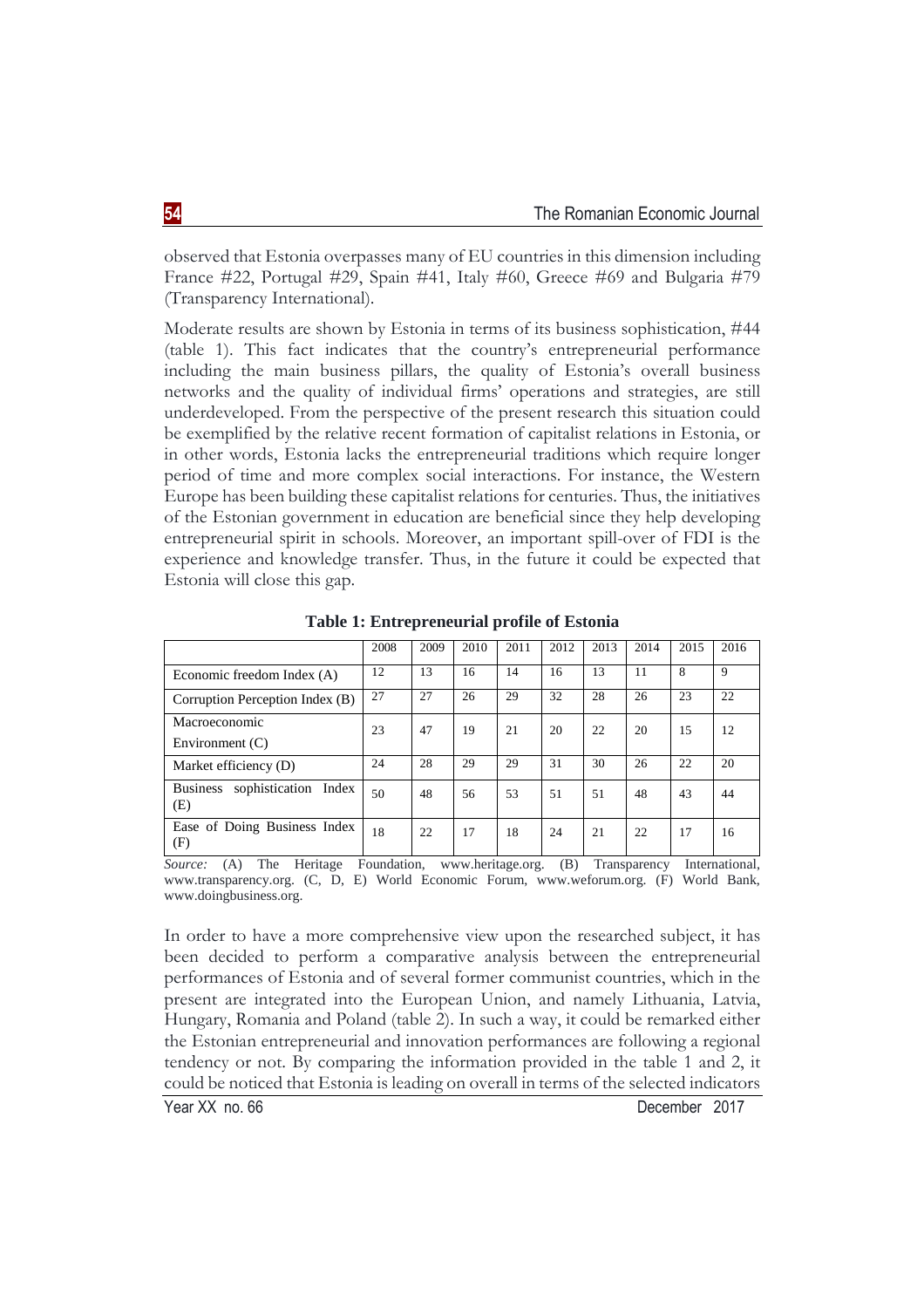observed that Estonia overpasses many of EU countries in this dimension including France #22, Portugal #29, Spain #41, Italy #60, Greece #69 and Bulgaria #79 (Transparency International).

Moderate results are shown by Estonia in terms of its business sophistication, #44 (table 1). This fact indicates that the country's entrepreneurial performance including the main business pillars, the quality of Estonia's overall business networks and the quality of individual firms' operations and strategies, are still underdeveloped. From the perspective of the present research this situation could be exemplified by the relative recent formation of capitalist relations in Estonia, or in other words, Estonia lacks the entrepreneurial traditions which require longer period of time and more complex social interactions. For instance, the Western Europe has been building these capitalist relations for centuries. Thus, the initiatives of the Estonian government in education are beneficial since they help developing entrepreneurial spirit in schools. Moreover, an important spill-over of FDI is the experience and knowledge transfer. Thus, in the future it could be expected that Estonia will close this gap.

**Table 1: Entrepreneurial profile of Estonia**

| | 2008 | 2009 | 2010 | 2011 | 2012 | 2013 | 2014 | 2015 | 2016 |
|---|---|---|---|---|---|---|---|---|---|
| Economic freedom Index (A) | 12 | 13 | 16 | 14 | 16 | 13 | 11 | 8 | 9 |
| Corruption Perception Index (B) | 27 | 27 | 26 | 29 | 32 | 28 | 26 | 23 | 22 |
| Macroeconomic Environment (C) | 23 | 47 | 19 | 21 | 20 | 22 | 20 | 15 | 12 |
| Market efficiency (D) | 24 | 28 | 29 | 29 | 31 | 30 | 26 | 22 | 20 |
| Business sophistication Index (E) | 50 | 48 | 56 | 53 | 51 | 51 | 48 | 43 | 44 |
| Ease of Doing Business Index (F) | 18 | 22 | 17 | 18 | 24 | 21 | 22 | 17 | 16 |

*Source:* (A) The Heritage Foundation, www.heritage.org. (B) Transparency International, www.transparency.org. (C, D, E) World Economic Forum, www.weforum.org. (F) World Bank, www.doingbusiness.org.

In order to have a more comprehensive view upon the researched subject, it has been decided to perform a comparative analysis between the entrepreneurial performances of Estonia and of several former communist countries, which in the present are integrated into the European Union, and namely Lithuania, Latvia, Hungary, Romania and Poland (table 2). In such a way, it could be remarked either the Estonian entrepreneurial and innovation performances are following a regional tendency or not. By comparing the information provided in the table 1 and 2, it could be noticed that Estonia is leading on overall in terms of the selected indicators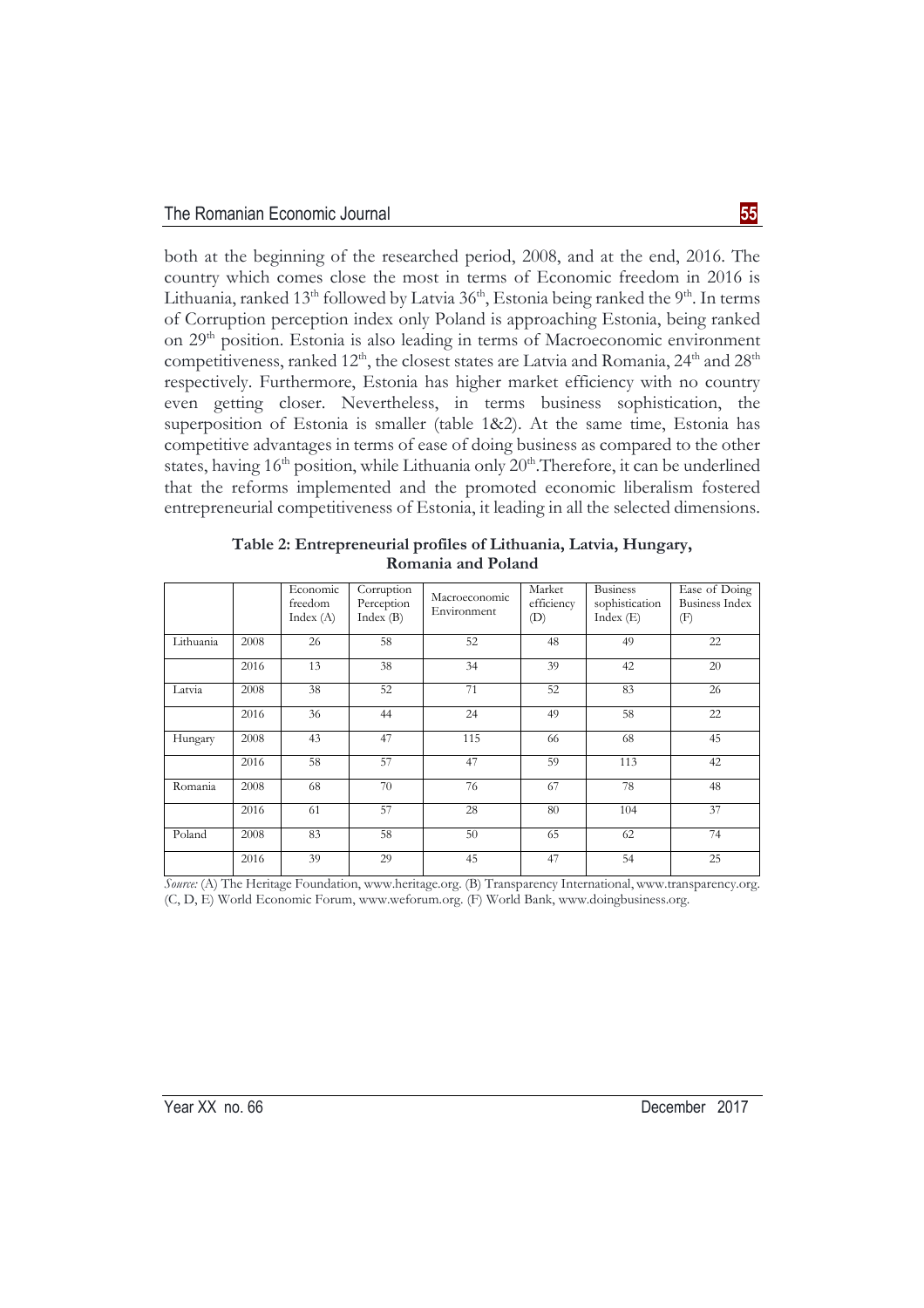both at the beginning of the researched period, 2008, and at the end, 2016. The country which comes close the most in terms of Economic freedom in 2016 is Lithuania, ranked 13th followed by Latvia 36th, Estonia being ranked the 9th. In terms of Corruption perception index only Poland is approaching Estonia, being ranked on 29th position. Estonia is also leading in terms of Macroeconomic environment competitiveness, ranked 12th, the closest states are Latvia and Romania, 24th and 28th respectively. Furthermore, Estonia has higher market efficiency with no country even getting closer. Nevertheless, in terms business sophistication, the superposition of Estonia is smaller (table 1&2). At the same time, Estonia has competitive advantages in terms of ease of doing business as compared to the other states, having 16th position, while Lithuania only 20th.Therefore, it can be underlined that the reforms implemented and the promoted economic liberalism fostered entrepreneurial competitiveness of Estonia, it leading in all the selected dimensions.

**Table 2: Entrepreneurial profiles of Lithuania, Latvia, Hungary, Romania and Poland**

| | | Economic freedom Index (A) | Corruption Perception Index (B) | Macroeconomic Environment | Market efficiency (D) | Business sophistication Index (E) | Ease of Doing Business Index (F) |
|---|---|---|---|---|---|---|---|
| Lithuania | 2008 | 26 | 58 | 52 | 48 | 49 | 22 |
| | 2016 | 13 | 38 | 34 | 39 | 42 | 20 |
| Latvia | 2008 | 38 | 52 | 71 | 52 | 83 | 26 |
| | 2016 | 36 | 44 | 24 | 49 | 58 | 22 |
| Hungary | 2008 | 43 | 47 | 115 | 66 | 68 | 45 |
| | 2016 | 58 | 57 | 47 | 59 | 113 | 42 |
| Romania | 2008 | 68 | 70 | 76 | 67 | 78 | 48 |
| | 2016 | 61 | 57 | 28 | 80 | 104 | 37 |
| Poland | 2008 | 83 | 58 | 50 | 65 | 62 | 74 |
| | 2016 | 39 | 29 | 45 | 47 | 54 | 25 |

*Source:* (A) The Heritage Foundation, www.heritage.org. (B) Transparency International, www.transparency.org. (C, D, E) World Economic Forum, www.weforum.org. (F) World Bank, www.doingbusiness.org.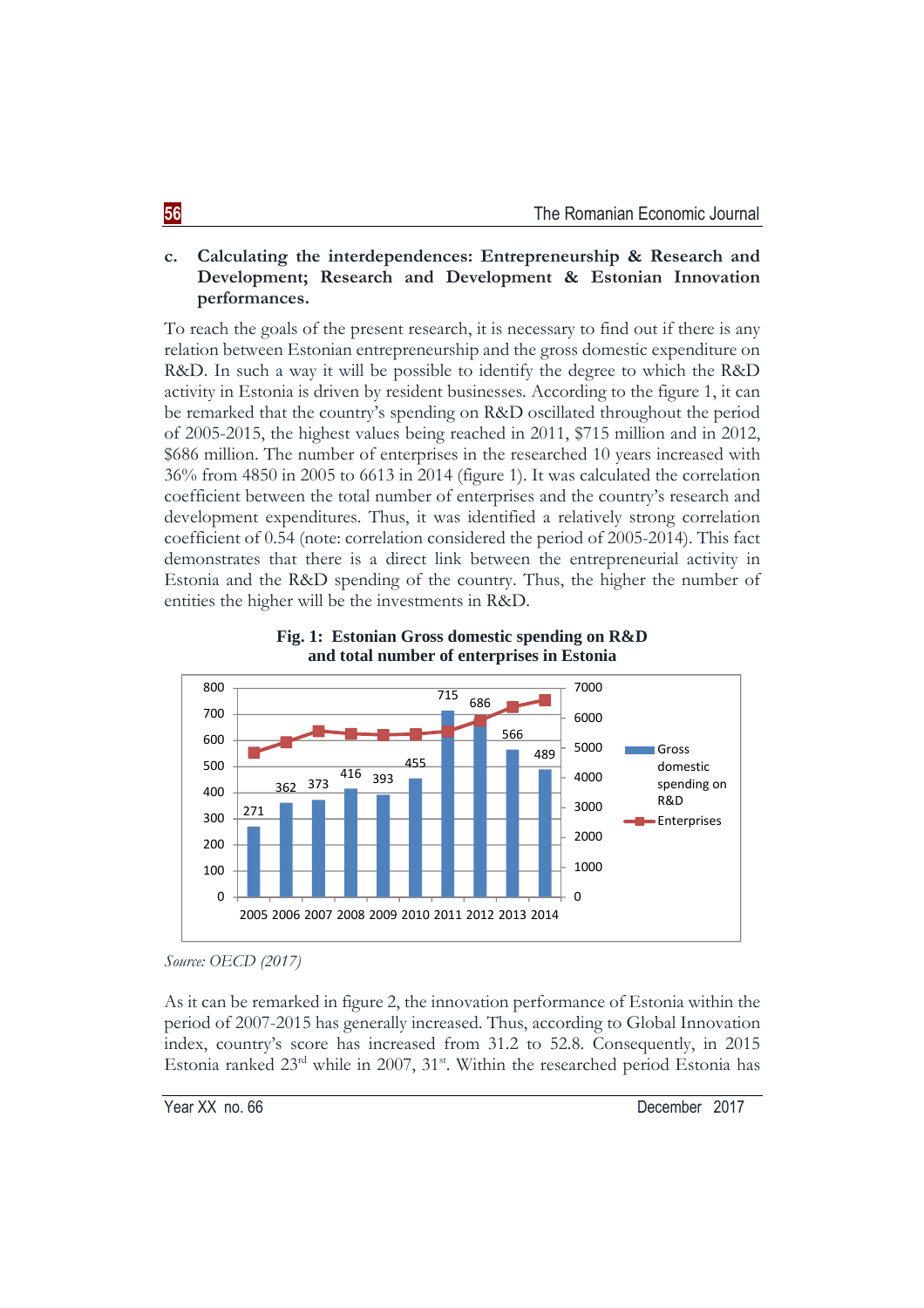**c. Calculating the interdependences: Entrepreneurship & Research and Development; Research and Development & Estonian Innovation performances.**

To reach the goals of the present research, it is necessary to find out if there is any relation between Estonian entrepreneurship and the gross domestic expenditure on R&D. In such a way it will be possible to identify the degree to which the R&D activity in Estonia is driven by resident businesses. According to the figure 1, it can be remarked that the country's spending on R&D oscillated throughout the period of 2005-2015, the highest values being reached in 2011, $715 million and in 2012, $686 million. The number of enterprises in the researched 10 years increased with 36% from 4850 in 2005 to 6613 in 2014 (figure 1). It was calculated the correlation coefficient between the total number of enterprises and the country's research and development expenditures. Thus, it was identified a relatively strong correlation coefficient of 0.54 (note: correlation considered the period of 2005-2014). This fact demonstrates that there is a direct link between the entrepreneurial activity in Estonia and the R&D spending of the country. Thus, the higher the number of entities the higher will be the investments in R&D.

**Fig. 1: Estonian Gross domestic spending on R&D and total number of enterprises in Estonia**

| Year | 2005 | 2006 | 2007 | 2008 | 2009 | 2010 | 2011 | 2012 | 2013 | 2014 |
|---|---|---|---|---|---|---|---|---|---|---|
| Gross domestic spending on R&D | 271 | 362 | 373 | 416 | 393 | 455 | 715 | 686 | 566 | 489 |

*Source: OECD (2017)*

As it can be remarked in figure 2, the innovation performance of Estonia within the period of 2007-2015 has generally increased. Thus, according to Global Innovation index, country's score has increased from 31.2 to 52.8. Consequently, in 2015 Estonia ranked 23rd while in 2007, 31st. Within the researched period Estonia has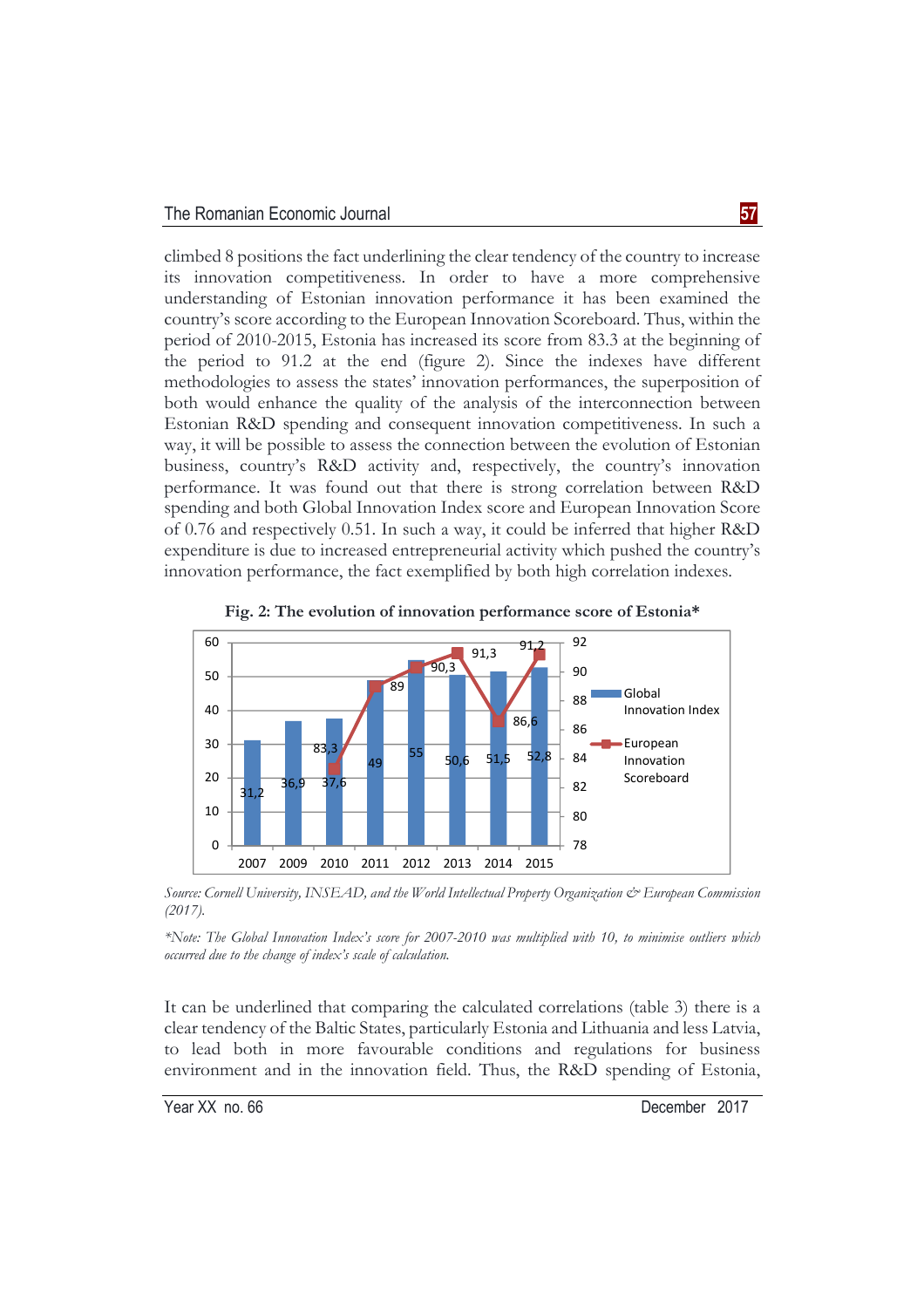climbed 8 positions the fact underlining the clear tendency of the country to increase its innovation competitiveness. In order to have a more comprehensive understanding of Estonian innovation performance it has been examined the country's score according to the European Innovation Scoreboard. Thus, within the period of 2010-2015, Estonia has increased its score from 83.3 at the beginning of the period to 91.2 at the end (figure 2). Since the indexes have different methodologies to assess the states' innovation performances, the superposition of both would enhance the quality of the analysis of the interconnection between Estonian R&D spending and consequent innovation competitiveness. In such a way, it will be possible to assess the connection between the evolution of Estonian business, country's R&D activity and, respectively, the country's innovation performance. It was found out that there is strong correlation between R&D spending and both Global Innovation Index score and European Innovation Score of 0.76 and respectively 0.51. In such a way, it could be inferred that higher R&D expenditure is due to increased entrepreneurial activity which pushed the country's innovation performance, the fact exemplified by both high correlation indexes.

**Fig. 2: The evolution of innovation performance score of Estonia***

| Year | Global Innovation Index | European Innovation Scoreboard |
|---|---|---|
| 2007 | 31,2 | |
| 2009 | 36,9 | |
| 2010 | 37,6 | 83,3 |
| 2011 | 49 | 89 |
| 2012 | 55 | 90,3 |
| 2013 | 50,6 | 91,3 |
| 2014 | 51,5 | 86,6 |
| 2015 | 52,8 | 91,2 |

*Source: Cornell University, INSEAD, and the World Intellectual Property Organization & European Commission (2017).*

*\*Note: The Global Innovation Index's score for 2007-2010 was multiplied with 10, to minimise outliers which occurred due to the change of index's scale of calculation.*

It can be underlined that comparing the calculated correlations (table 3) there is a clear tendency of the Baltic States, particularly Estonia and Lithuania and less Latvia, to lead both in more favourable conditions and regulations for business environment and in the innovation field. Thus, the R&D spending of Estonia,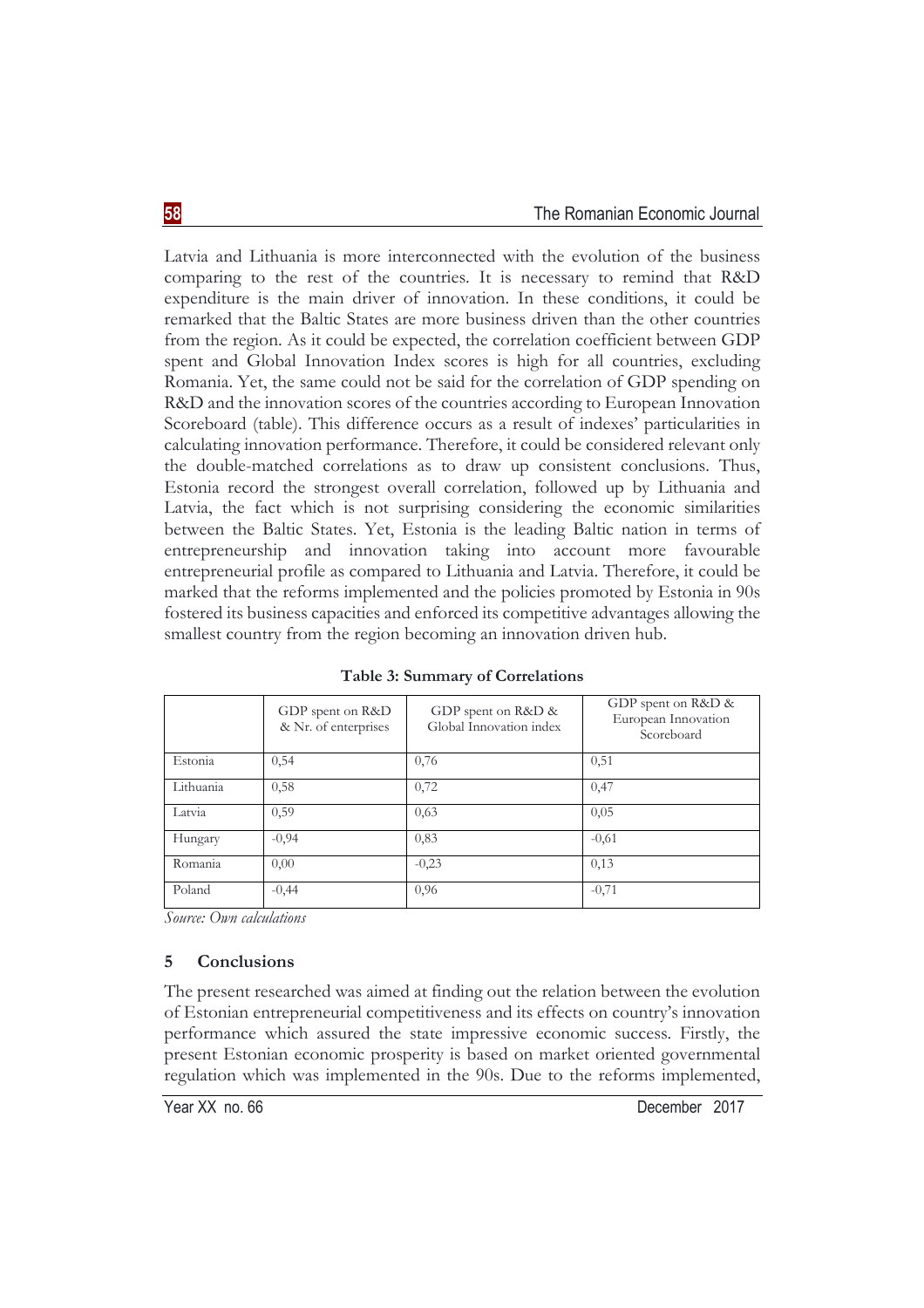Latvia and Lithuania is more interconnected with the evolution of the business comparing to the rest of the countries. It is necessary to remind that R&D expenditure is the main driver of innovation. In these conditions, it could be remarked that the Baltic States are more business driven than the other countries from the region. As it could be expected, the correlation coefficient between GDP spent and Global Innovation Index scores is high for all countries, excluding Romania. Yet, the same could not be said for the correlation of GDP spending on R&D and the innovation scores of the countries according to European Innovation Scoreboard (table). This difference occurs as a result of indexes' particularities in calculating innovation performance. Therefore, it could be considered relevant only the double-matched correlations as to draw up consistent conclusions. Thus, Estonia record the strongest overall correlation, followed up by Lithuania and Latvia, the fact which is not surprising considering the economic similarities between the Baltic States. Yet, Estonia is the leading Baltic nation in terms of entrepreneurship and innovation taking into account more favourable entrepreneurial profile as compared to Lithuania and Latvia. Therefore, it could be marked that the reforms implemented and the policies promoted by Estonia in 90s fostered its business capacities and enforced its competitive advantages allowing the smallest country from the region becoming an innovation driven hub.

**Table 3: Summary of Correlations**

| | GDP spent on R&D & Nr. of enterprises | GDP spent on R&D & Global Innovation index | GDP spent on R&D & European Innovation Scoreboard |
|---|---|---|---|
| Estonia | 0,54 | 0,76 | 0,51 |
| Lithuania | 0,58 | 0,72 | 0,47 |
| Latvia | 0,59 | 0,63 | 0,05 |
| Hungary | -0,94 | 0,83 | -0,61 |
| Romania | 0,00 | -0,23 | 0,13 |
| Poland | -0,44 | 0,96 | -0,71 |

*Source: Own calculations*

## 5 Conclusions

The present researched was aimed at finding out the relation between the evolution of Estonian entrepreneurial competitiveness and its effects on country's innovation performance which assured the state impressive economic success. Firstly, the present Estonian economic prosperity is based on market oriented governmental regulation which was implemented in the 90s. Due to the reforms implemented,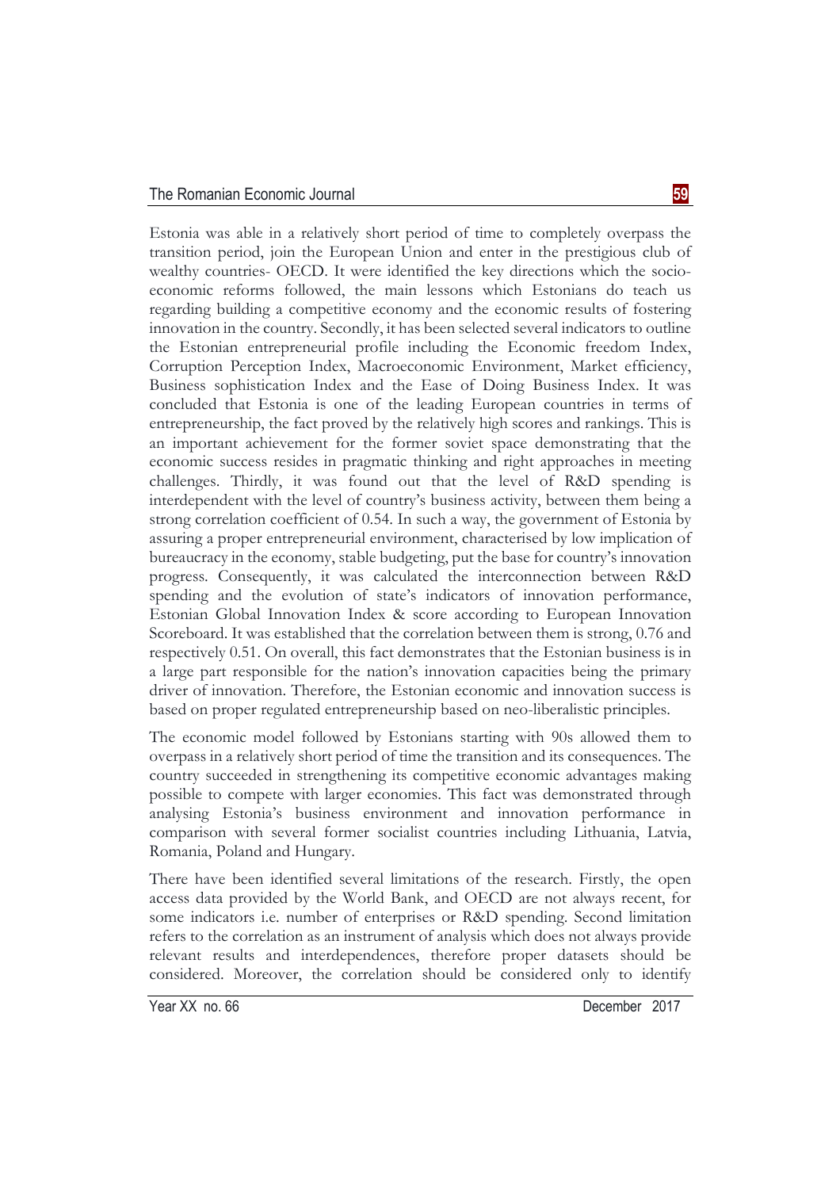Estonia was able in a relatively short period of time to completely overpass the transition period, join the European Union and enter in the prestigious club of wealthy countries- OECD. It were identified the key directions which the socio-economic reforms followed, the main lessons which Estonians do teach us regarding building a competitive economy and the economic results of fostering innovation in the country. Secondly, it has been selected several indicators to outline the Estonian entrepreneurial profile including the Economic freedom Index, Corruption Perception Index, Macroeconomic Environment, Market efficiency, Business sophistication Index and the Ease of Doing Business Index. It was concluded that Estonia is one of the leading European countries in terms of entrepreneurship, the fact proved by the relatively high scores and rankings. This is an important achievement for the former soviet space demonstrating that the economic success resides in pragmatic thinking and right approaches in meeting challenges. Thirdly, it was found out that the level of R&D spending is interdependent with the level of country's business activity, between them being a strong correlation coefficient of 0.54. In such a way, the government of Estonia by assuring a proper entrepreneurial environment, characterised by low implication of bureaucracy in the economy, stable budgeting, put the base for country's innovation progress. Consequently, it was calculated the interconnection between R&D spending and the evolution of state's indicators of innovation performance, Estonian Global Innovation Index & score according to European Innovation Scoreboard. It was established that the correlation between them is strong, 0.76 and respectively 0.51. On overall, this fact demonstrates that the Estonian business is in a large part responsible for the nation's innovation capacities being the primary driver of innovation. Therefore, the Estonian economic and innovation success is based on proper regulated entrepreneurship based on neo-liberalistic principles.

The economic model followed by Estonians starting with 90s allowed them to overpass in a relatively short period of time the transition and its consequences. The country succeeded in strengthening its competitive economic advantages making possible to compete with larger economies. This fact was demonstrated through analysing Estonia's business environment and innovation performance in comparison with several former socialist countries including Lithuania, Latvia, Romania, Poland and Hungary.

There have been identified several limitations of the research. Firstly, the open access data provided by the World Bank, and OECD are not always recent, for some indicators i.e. number of enterprises or R&D spending. Second limitation refers to the correlation as an instrument of analysis which does not always provide relevant results and interdependences, therefore proper datasets should be considered. Moreover, the correlation should be considered only to identify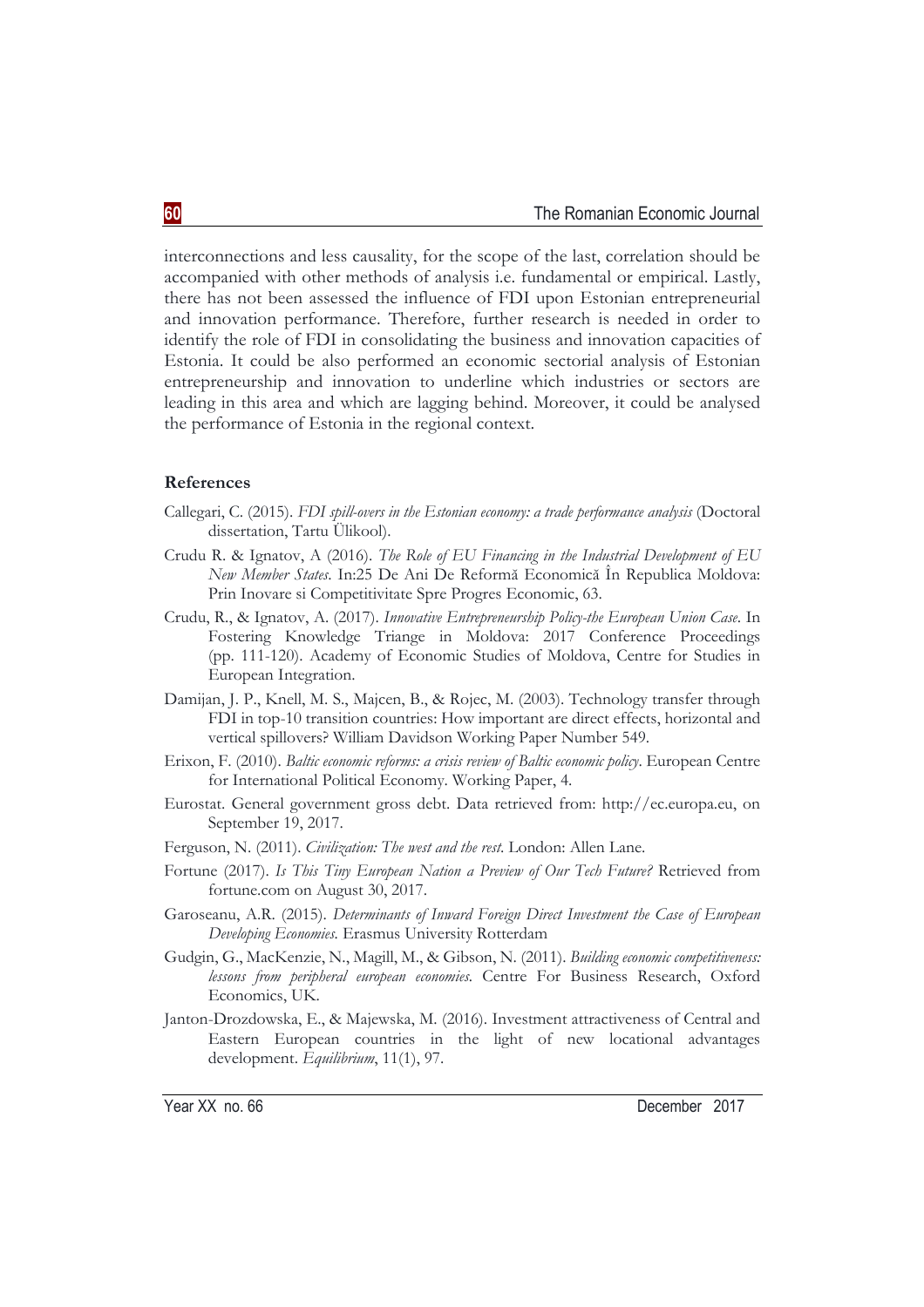interconnections and less causality, for the scope of the last, correlation should be accompanied with other methods of analysis i.e. fundamental or empirical. Lastly, there has not been assessed the influence of FDI upon Estonian entrepreneurial and innovation performance. Therefore, further research is needed in order to identify the role of FDI in consolidating the business and innovation capacities of Estonia. It could be also performed an economic sectorial analysis of Estonian entrepreneurship and innovation to underline which industries or sectors are leading in this area and which are lagging behind. Moreover, it could be analysed the performance of Estonia in the regional context.

**References**

Callegari, C. (2015). *FDI spill-overs in the Estonian economy: a trade performance analysis* (Doctoral dissertation, Tartu Ülikool).

Crudu R. & Ignatov, A (2016). *The Role of EU Financing in the Industrial Development of EU New Member States.* In:25 De Ani De Reformă Economică În Republica Moldova: Prin Inovare si Competitivitate Spre Progres Economic, 63.

Crudu, R., & Ignatov, A. (2017). *Innovative Entrepreneurship Policy-the European Union Case*. In Fostering Knowledge Triange in Moldova: 2017 Conference Proceedings (pp. 111-120). Academy of Economic Studies of Moldova, Centre for Studies in European Integration.

Damijan, J. P., Knell, M. S., Majcen, B., & Rojec, M. (2003). Technology transfer through FDI in top-10 transition countries: How important are direct effects, horizontal and vertical spillovers? William Davidson Working Paper Number 549.

Erixon, F. (2010). *Baltic economic reforms: a crisis review of Baltic economic policy*. European Centre for International Political Economy. Working Paper, 4.

Eurostat. General government gross debt. Data retrieved from: http://ec.europa.eu, on September 19, 2017.

Ferguson, N. (2011). *Civilization: The west and the rest.* London: Allen Lane.

Fortune (2017). *Is This Tiny European Nation a Preview of Our Tech Future?* Retrieved from fortune.com on August 30, 2017.

Garoseanu, A.R. (2015). *Determinants of Inward Foreign Direct Investment the Case of European Developing Economies.* Erasmus University Rotterdam

Gudgin, G., MacKenzie, N., Magill, M., & Gibson, N. (2011). *Building economic competitiveness: lessons from peripheral european economies.* Centre For Business Research, Oxford Economics, UK.

Janton-Drozdowska, E., & Majewska, M. (2016). Investment attractiveness of Central and Eastern European countries in the light of new locational advantages development. *Equilibrium*, 11(1), 97.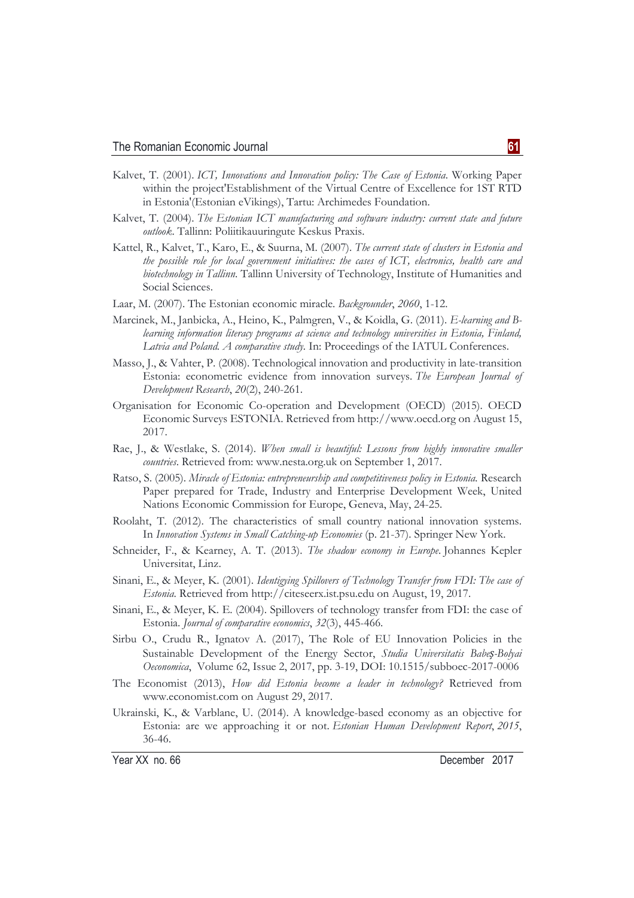Kalvet, T. (2001). *ICT, Innovations and Innovation policy: The Case of Estonia*. Working Paper within the project'Establishment of the Virtual Centre of Excellence for 1ST RTD in Estonia'(Estonian eVikings), Tartu: Archimedes Foundation.

Kalvet, T. (2004). *The Estonian ICT manufacturing and software industry: current state and future outlook*. Tallinn: Poliitikauuringute Keskus Praxis.

Kattel, R., Kalvet, T., Karo, E., & Suurna, M. (2007). *The current state of clusters in Estonia and the possible role for local government initiatives: the cases of ICT, electronics, health care and biotechnology in Tallinn*. Tallinn University of Technology, Institute of Humanities and Social Sciences.

Laar, M. (2007). The Estonian economic miracle. *Backgrounder*, *2060*, 1-12.

Marcinek, M., Janbicka, A., Heino, K., Palmgren, V., & Koidla, G. (2011). *E-learning and B-learning information literacy programs at science and technology universities in Estonia, Finland, Latvia and Poland. A comparative study*. In: Proceedings of the IATUL Conferences.

Masso, J., & Vahter, P. (2008). Technological innovation and productivity in late-transition Estonia: econometric evidence from innovation surveys. *The European Journal of Development Research*, *20*(2), 240-261.

Organisation for Economic Co-operation and Development (OECD) (2015). OECD Economic Surveys ESTONIA. Retrieved from http://www.oecd.org on August 15, 2017.

Rae, J., & Westlake, S. (2014). *When small is beautiful: Lessons from highly innovative smaller countries*. Retrieved from: www.nesta.org.uk on September 1, 2017.

Ratso, S. (2005). *Miracle of Estonia: entrepreneurship and competitiveness policy in Estonia.* Research Paper prepared for Trade, Industry and Enterprise Development Week, United Nations Economic Commission for Europe, Geneva, May, 24-25.

Roolaht, T. (2012). The characteristics of small country national innovation systems. In *Innovation Systems in Small Catching-up Economies* (p. 21-37). Springer New York.

Schneider, F., & Kearney, A. T. (2013). *The shadow economy in Europe*. Johannes Kepler Universitat, Linz.

Sinani, E., & Meyer, K. (2001). *Identigying Spillovers of Technology Transfer from FDI: The case of Estonia.* Retrieved from http://citeseerx.ist.psu.edu on August, 19, 2017.

Sinani, E., & Meyer, K. E. (2004). Spillovers of technology transfer from FDI: the case of Estonia. *Journal of comparative economics*, *32*(3), 445-466.

Sirbu O., Crudu R., Ignatov A. (2017), The Role of EU Innovation Policies in the Sustainable Development of the Energy Sector, *Studia Universitatis Babeş-Bolyai Oeconomica*, Volume 62, Issue 2, 2017, pp. 3-19, DOI: 10.1515/subboec-2017-0006

The Economist (2013), *How did Estonia become a leader in technology?* Retrieved from www.economist.com on August 29, 2017.

Ukrainski, K., & Varblane, U. (2014). A knowledge-based economy as an objective for Estonia: are we approaching it or not. *Estonian Human Development Report*, *2015*, 36-46.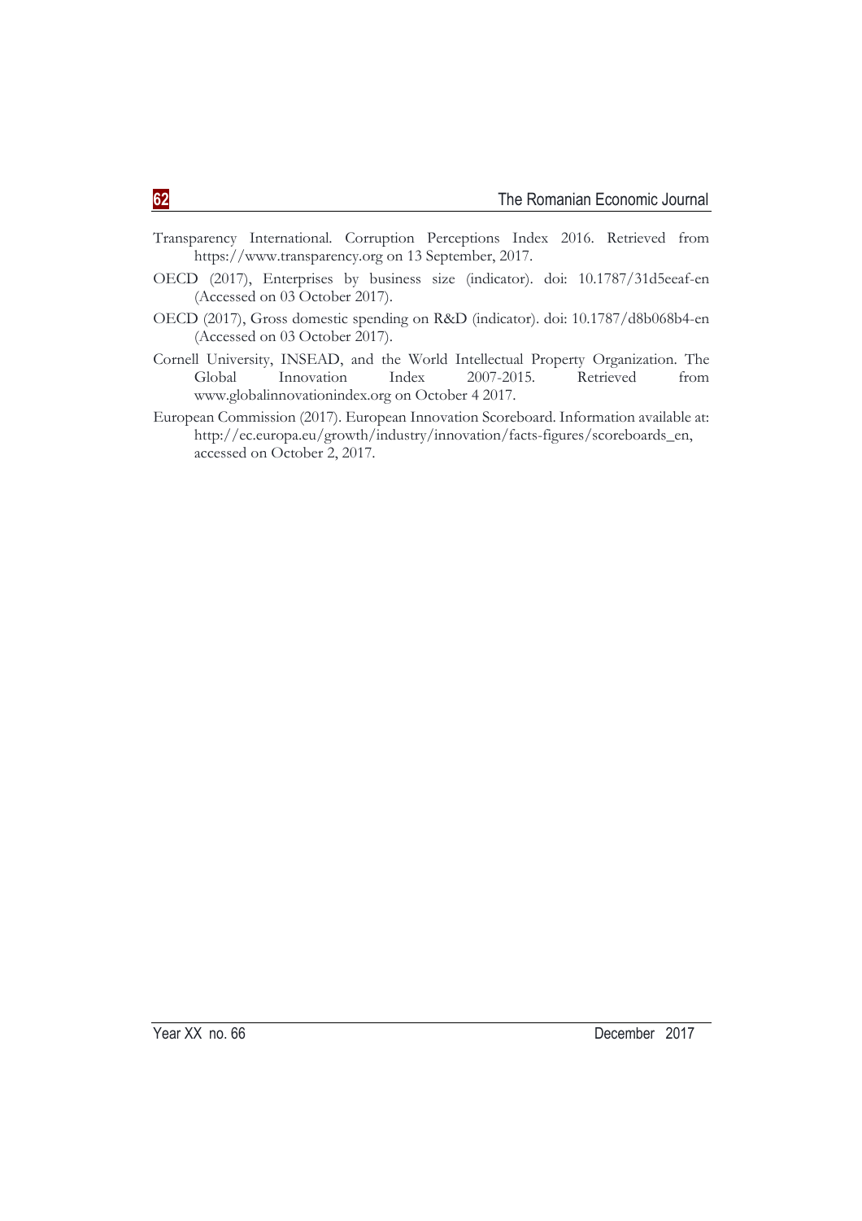Transparency International. Corruption Perceptions Index 2016. Retrieved from https://www.transparency.org on 13 September, 2017.

OECD (2017), Enterprises by business size (indicator). doi: 10.1787/31d5eeaf-en (Accessed on 03 October 2017).

OECD (2017), Gross domestic spending on R&D (indicator). doi: 10.1787/d8b068b4-en (Accessed on 03 October 2017).

Cornell University, INSEAD, and the World Intellectual Property Organization. The Global Innovation Index 2007-2015. Retrieved from www.globalinnovationindex.org on October 4 2017.

European Commission (2017). European Innovation Scoreboard. Information available at: http://ec.europa.eu/growth/industry/innovation/facts-figures/scoreboards_en, accessed on October 2, 2017.